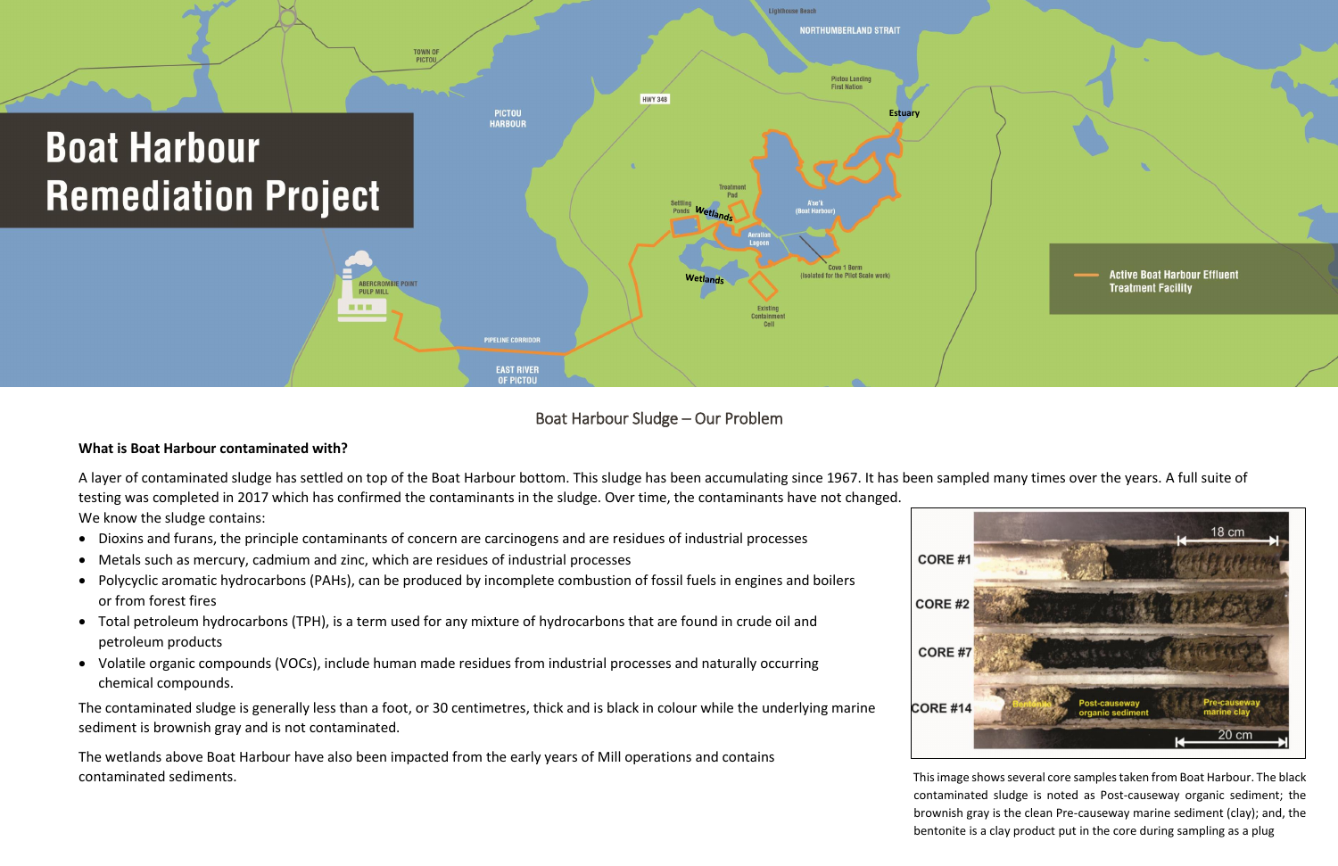# Boat Harbour Remediation Project

Boat Harbour Sludge – Our Problem

**What is Boat Harbour contaminated with?**

A layer of contaminated sludge has settled on top of the Boat Harbour bottom. This sludge has been accumulating since 1967. It has been sampled many times over the years. A full suite of testing was completed in 2017 which has confirmed the contaminants in the sludge. Over time, the contaminants have not changed.

We know the sludge contains:

- Dioxins and furans, the principle contaminants of concern are carcinogens and are residues of industrial processes
- Metals such as mercury, cadmium and zinc, which are residues of industrial processes
- Polycyclic aromatic hydrocarbons (PAHs), can be produced by incomplete combustion of fossil fuels in engines and boilers or from forest fires
- Total petroleum hydrocarbons (TPH), is a term used for any mixture of hydrocarbons that are found in crude oil and petroleum products
- Volatile organic compounds (VOCs), include human made residues from industrial processes and naturally occurring chemical compounds.

The contaminated sludge is generally less than a foot, or 30 centimetres, thick and is black in colour while the underlying marine sediment is brownish gray and is not contaminated.

The wetlands above Boat Harbour have also been impacted from the early years of Mill operations and contains contaminated sediments.

This image shows several core samples taken from Boat Harbour. The black contaminated sludge is noted as Post-causeway organic sediment; the brownish gray is the clean Pre-causeway marine sediment (clay); and, the bentonite is a clay product put in the core during sampling as a plug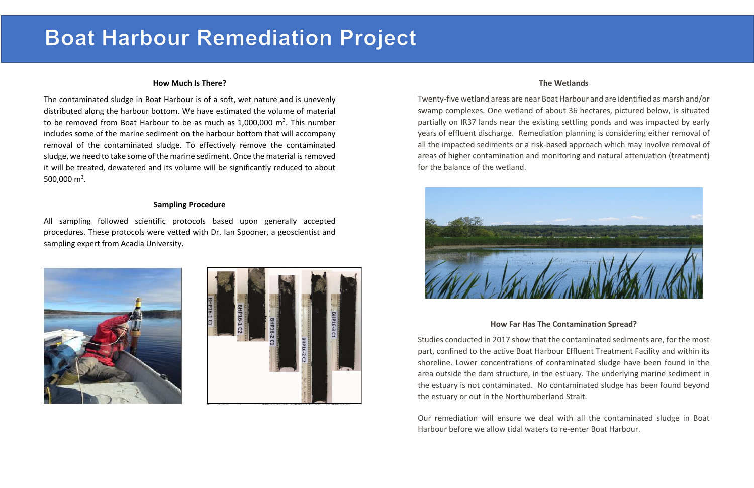# Boat Harbour Remediation Project

### How Much Is There?

The contaminated sludge in Boat Harbour is of a soft, wet nature and is unevenly distributed along the harbour bottom. We have estimated the volume of material to be removed from Boat Harbour to be as much as 1,000,000 $m^3$. This number includes some of the marine sediment on the harbour bottom that will accompany removal of the contaminated sludge. To effectively remove the contaminated sludge, we need to take some of the marine sediment. Once the material is removed it will be treated, dewatered and its volume will be significantly reduced to about 500,000 $m^3$.

### Sampling Procedure

All sampling followed scientific protocols based upon generally accepted procedures. These protocols were vetted with Dr. Ian Spooner, a geoscientist and sampling expert from Acadia University.

BHP16-1 C1

BHP16-1 C2

BHP16-2 C1

BHP16-2 C2

BHP16-3 C1

### The Wetlands

Twenty-five wetland areas are near Boat Harbour and are identified as marsh and/or swamp complexes. One wetland of about 36 hectares, pictured below, is situated partially on IR37 lands near the existing settling ponds and was impacted by early years of effluent discharge. Remediation planning is considering either removal of all the impacted sediments or a risk-based approach which may involve removal of areas of higher contamination and monitoring and natural attenuation (treatment) for the balance of the wetland.

### How Far Has The Contamination Spread?

Studies conducted in 2017 show that the contaminated sediments are, for the most part, confined to the active Boat Harbour Effluent Treatment Facility and within its shoreline. Lower concentrations of contaminated sludge have been found in the area outside the dam structure, in the estuary. The underlying marine sediment in the estuary is not contaminated. No contaminated sludge has been found beyond the estuary or out in the Northumberland Strait.

Our remediation will ensure we deal with all the contaminated sludge in Boat Harbour before we allow tidal waters to re-enter Boat Harbour.